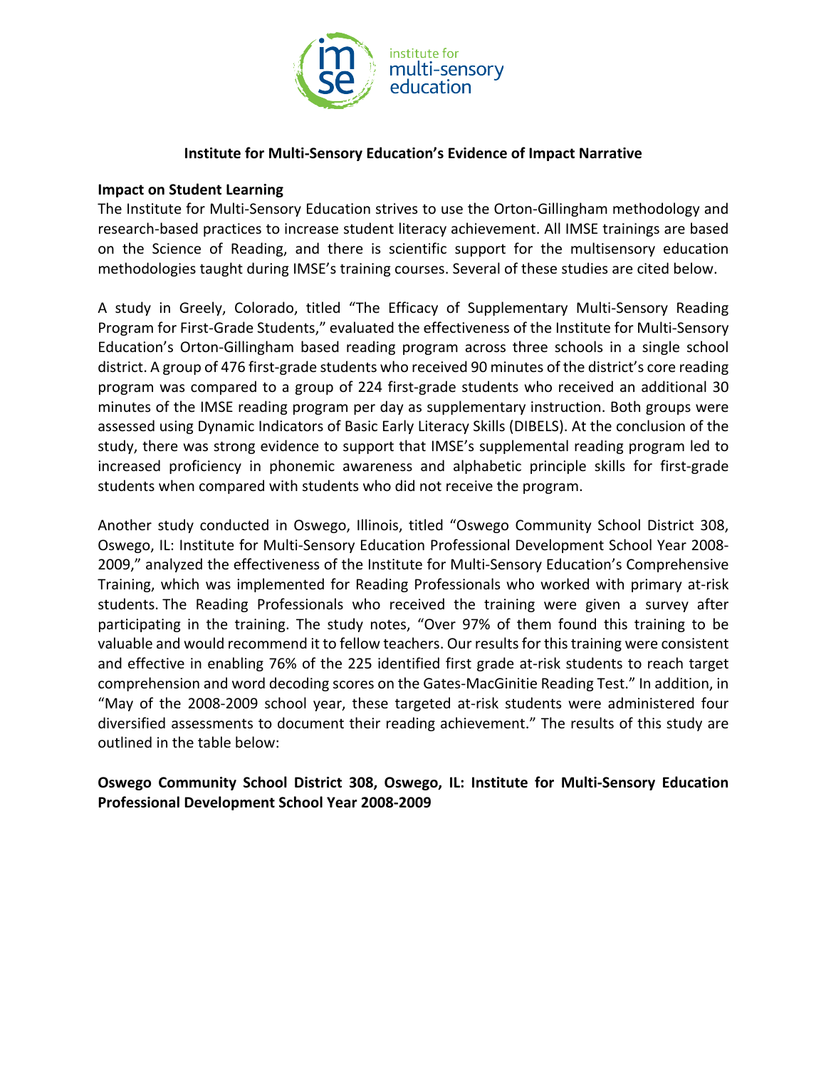### Institute for Multi-Sensory Education's Evidence of Impact Narrative

**Impact on Student Learning**

The Institute for Multi-Sensory Education strives to use the Orton-Gillingham methodology and research-based practices to increase student literacy achievement. All IMSE trainings are based on the Science of Reading, and there is scientific support for the multisensory education methodologies taught during IMSE's training courses. Several of these studies are cited below.

A study in Greely, Colorado, titled "The Efficacy of Supplementary Multi-Sensory Reading Program for First-Grade Students," evaluated the effectiveness of the Institute for Multi-Sensory Education's Orton-Gillingham based reading program across three schools in a single school district. A group of 476 first-grade students who received 90 minutes of the district's core reading program was compared to a group of 224 first-grade students who received an additional 30 minutes of the IMSE reading program per day as supplementary instruction. Both groups were assessed using Dynamic Indicators of Basic Early Literacy Skills (DIBELS). At the conclusion of the study, there was strong evidence to support that IMSE's supplemental reading program led to increased proficiency in phonemic awareness and alphabetic principle skills for first-grade students when compared with students who did not receive the program.

Another study conducted in Oswego, Illinois, titled "Oswego Community School District 308, Oswego, IL: Institute for Multi-Sensory Education Professional Development School Year 2008-2009," analyzed the effectiveness of the Institute for Multi-Sensory Education's Comprehensive Training, which was implemented for Reading Professionals who worked with primary at-risk students. The Reading Professionals who received the training were given a survey after participating in the training. The study notes, "Over 97% of them found this training to be valuable and would recommend it to fellow teachers. Our results for this training were consistent and effective in enabling 76% of the 225 identified first grade at-risk students to reach target comprehension and word decoding scores on the Gates-MacGinitie Reading Test." In addition, in "May of the 2008-2009 school year, these targeted at-risk students were administered four diversified assessments to document their reading achievement." The results of this study are outlined in the table below:

**Oswego Community School District 308, Oswego, IL: Institute for Multi-Sensory Education Professional Development School Year 2008-2009**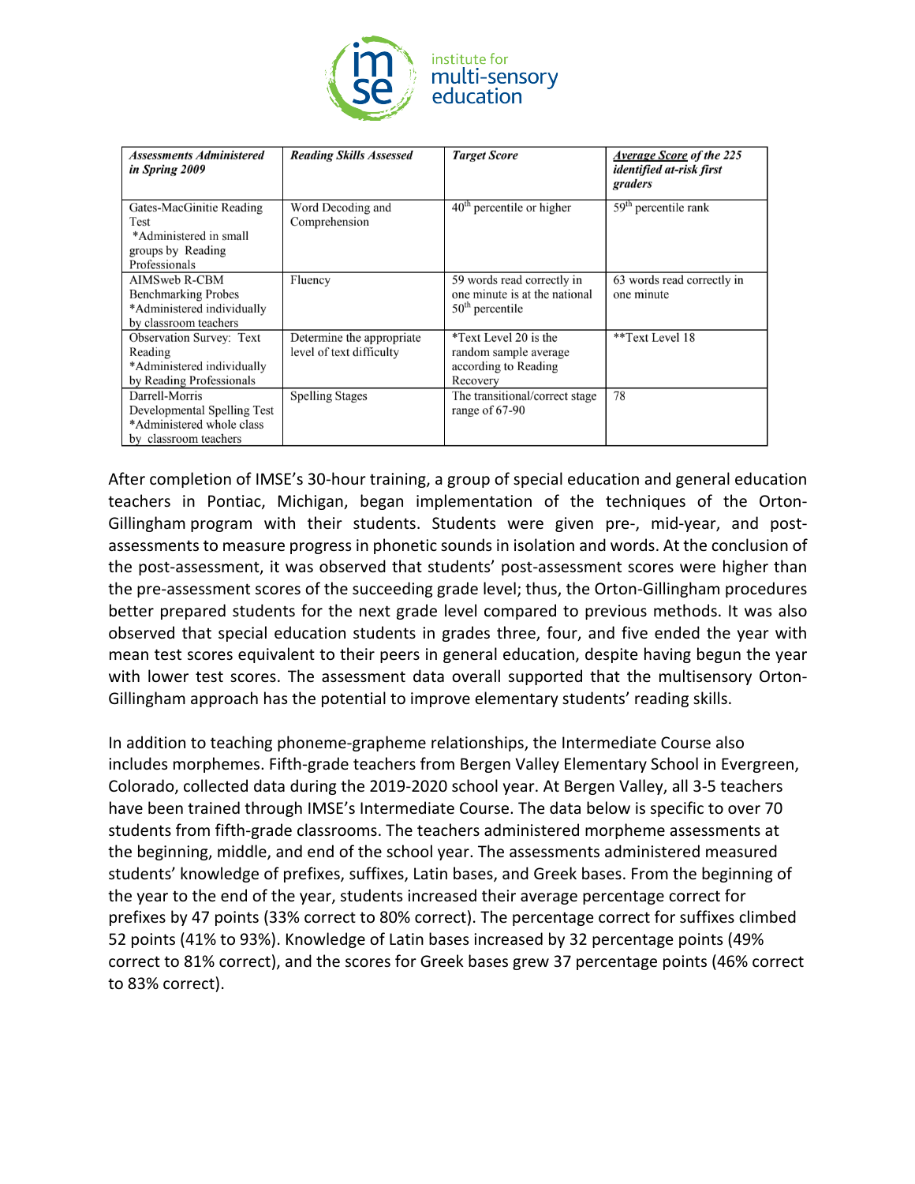| *Assessments Administered in Spring 2009* | *Reading Skills Assessed* | *Target Score* | ***Average Score** of the 225 identified at-risk first graders* |
|---|---|---|---|
| Gates-MacGinitie Reading Test *Administered in small groups by Reading Professionals | Word Decoding and Comprehension | $40^{th}$ percentile or higher | $59^{th}$ percentile rank |
| AIMSweb R-CBM Benchmarking Probes *Administered individually by classroom teachers | Fluency | 59 words read correctly in one minute is at the national $50^{th}$ percentile | 63 words read correctly in one minute |
| Observation Survey: Text Reading *Administered individually by Reading Professionals | Determine the appropriate level of text difficulty | *Text Level 20 is the random sample average according to Reading Recovery | **Text Level 18 |
| Darrell-Morris Developmental Spelling Test *Administered whole class by classroom teachers | Spelling Stages | The transitional/correct stage range of 67-90 | 78 |

After completion of IMSE's 30-hour training, a group of special education and general education teachers in Pontiac, Michigan, began implementation of the techniques of the Orton-Gillingham program with their students. Students were given pre-, mid-year, and post-assessments to measure progress in phonetic sounds in isolation and words. At the conclusion of the post-assessment, it was observed that students' post-assessment scores were higher than the pre-assessment scores of the succeeding grade level; thus, the Orton-Gillingham procedures better prepared students for the next grade level compared to previous methods. It was also observed that special education students in grades three, four, and five ended the year with mean test scores equivalent to their peers in general education, despite having begun the year with lower test scores. The assessment data overall supported that the multisensory Orton-Gillingham approach has the potential to improve elementary students' reading skills.

In addition to teaching phoneme-grapheme relationships, the Intermediate Course also includes morphemes. Fifth-grade teachers from Bergen Valley Elementary School in Evergreen, Colorado, collected data during the 2019-2020 school year. At Bergen Valley, all 3-5 teachers have been trained through IMSE's Intermediate Course. The data below is specific to over 70 students from fifth-grade classrooms. The teachers administered morpheme assessments at the beginning, middle, and end of the school year. The assessments administered measured students' knowledge of prefixes, suffixes, Latin bases, and Greek bases. From the beginning of the year to the end of the year, students increased their average percentage correct for prefixes by 47 points (33% correct to 80% correct). The percentage correct for suffixes climbed 52 points (41% to 93%). Knowledge of Latin bases increased by 32 percentage points (49% correct to 81% correct), and the scores for Greek bases grew 37 percentage points (46% correct to 83% correct).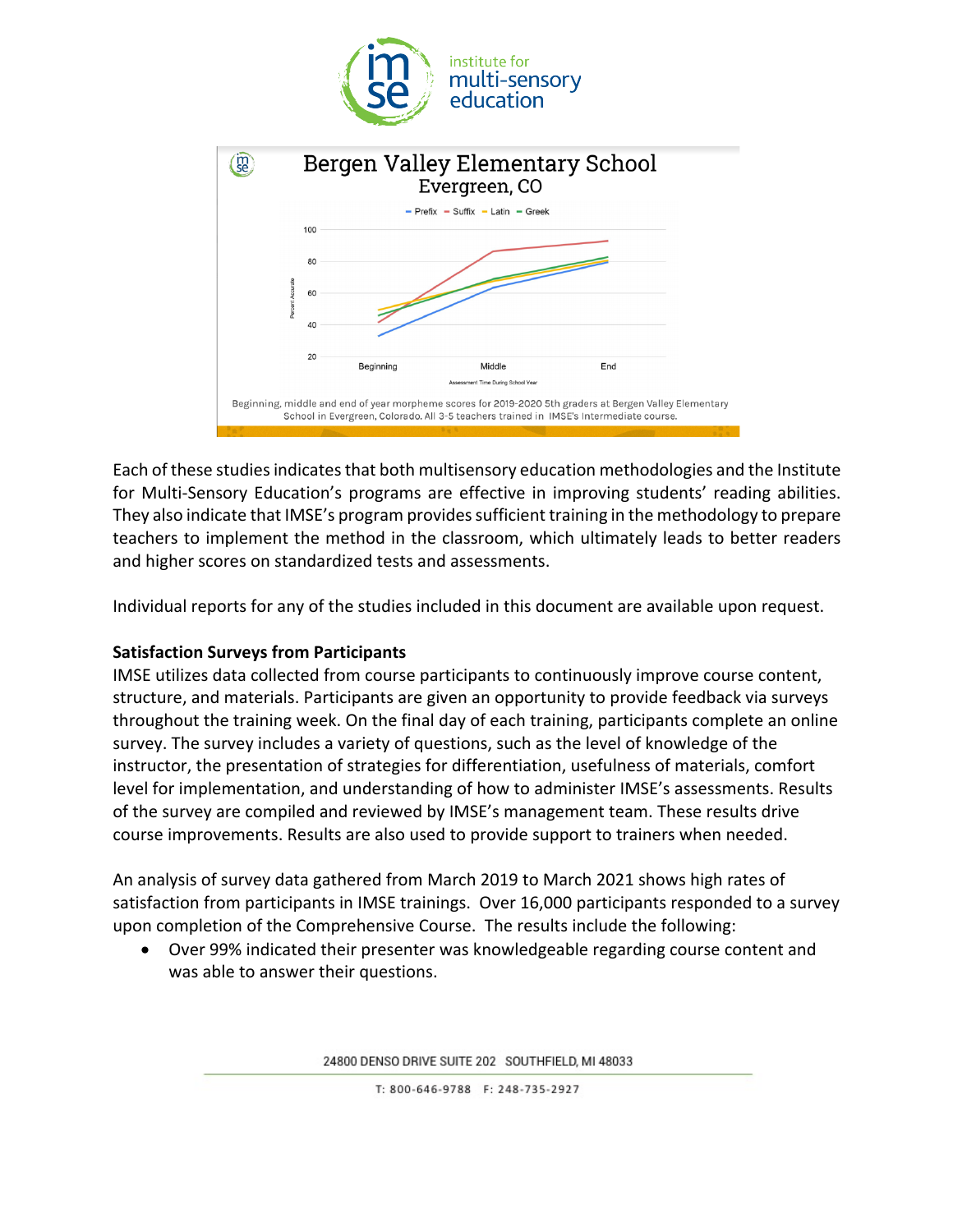Beginning, middle and end of year morpheme scores for 2019-2020 5th graders at Bergen Valley Elementary School in Evergreen, Colorado. All 3-5 teachers trained in IMSE's Intermediate course.

Each of these studies indicates that both multisensory education methodologies and the Institute for Multi-Sensory Education's programs are effective in improving students' reading abilities. They also indicate that IMSE's program provides sufficient training in the methodology to prepare teachers to implement the method in the classroom, which ultimately leads to better readers and higher scores on standardized tests and assessments.

Individual reports for any of the studies included in this document are available upon request.

**Satisfaction Surveys from Participants**

IMSE utilizes data collected from course participants to continuously improve course content, structure, and materials. Participants are given an opportunity to provide feedback via surveys throughout the training week. On the final day of each training, participants complete an online survey. The survey includes a variety of questions, such as the level of knowledge of the instructor, the presentation of strategies for differentiation, usefulness of materials, comfort level for implementation, and understanding of how to administer IMSE's assessments. Results of the survey are compiled and reviewed by IMSE's management team. These results drive course improvements. Results are also used to provide support to trainers when needed.

An analysis of survey data gathered from March 2019 to March 2021 shows high rates of satisfaction from participants in IMSE trainings. Over 16,000 participants responded to a survey upon completion of the Comprehensive Course. The results include the following:

- Over 99% indicated their presenter was knowledgeable regarding course content and was able to answer their questions.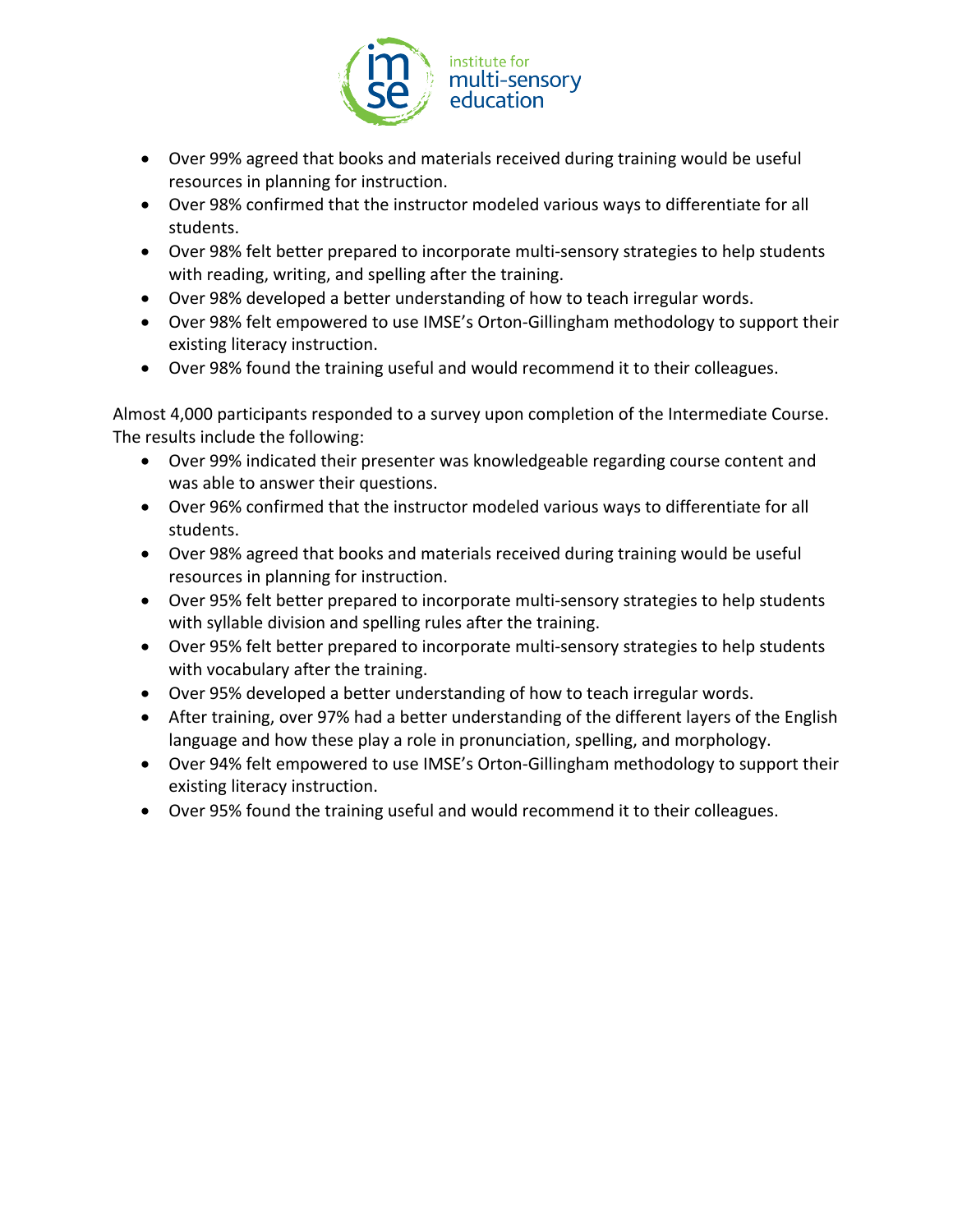- Over 99% agreed that books and materials received during training would be useful resources in planning for instruction.
- Over 98% confirmed that the instructor modeled various ways to differentiate for all students.
- Over 98% felt better prepared to incorporate multi-sensory strategies to help students with reading, writing, and spelling after the training.
- Over 98% developed a better understanding of how to teach irregular words.
- Over 98% felt empowered to use IMSE's Orton-Gillingham methodology to support their existing literacy instruction.
- Over 98% found the training useful and would recommend it to their colleagues.

Almost 4,000 participants responded to a survey upon completion of the Intermediate Course. The results include the following:

- Over 99% indicated their presenter was knowledgeable regarding course content and was able to answer their questions.
- Over 96% confirmed that the instructor modeled various ways to differentiate for all students.
- Over 98% agreed that books and materials received during training would be useful resources in planning for instruction.
- Over 95% felt better prepared to incorporate multi-sensory strategies to help students with syllable division and spelling rules after the training.
- Over 95% felt better prepared to incorporate multi-sensory strategies to help students with vocabulary after the training.
- Over 95% developed a better understanding of how to teach irregular words.
- After training, over 97% had a better understanding of the different layers of the English language and how these play a role in pronunciation, spelling, and morphology.
- Over 94% felt empowered to use IMSE's Orton-Gillingham methodology to support their existing literacy instruction.
- Over 95% found the training useful and would recommend it to their colleagues.